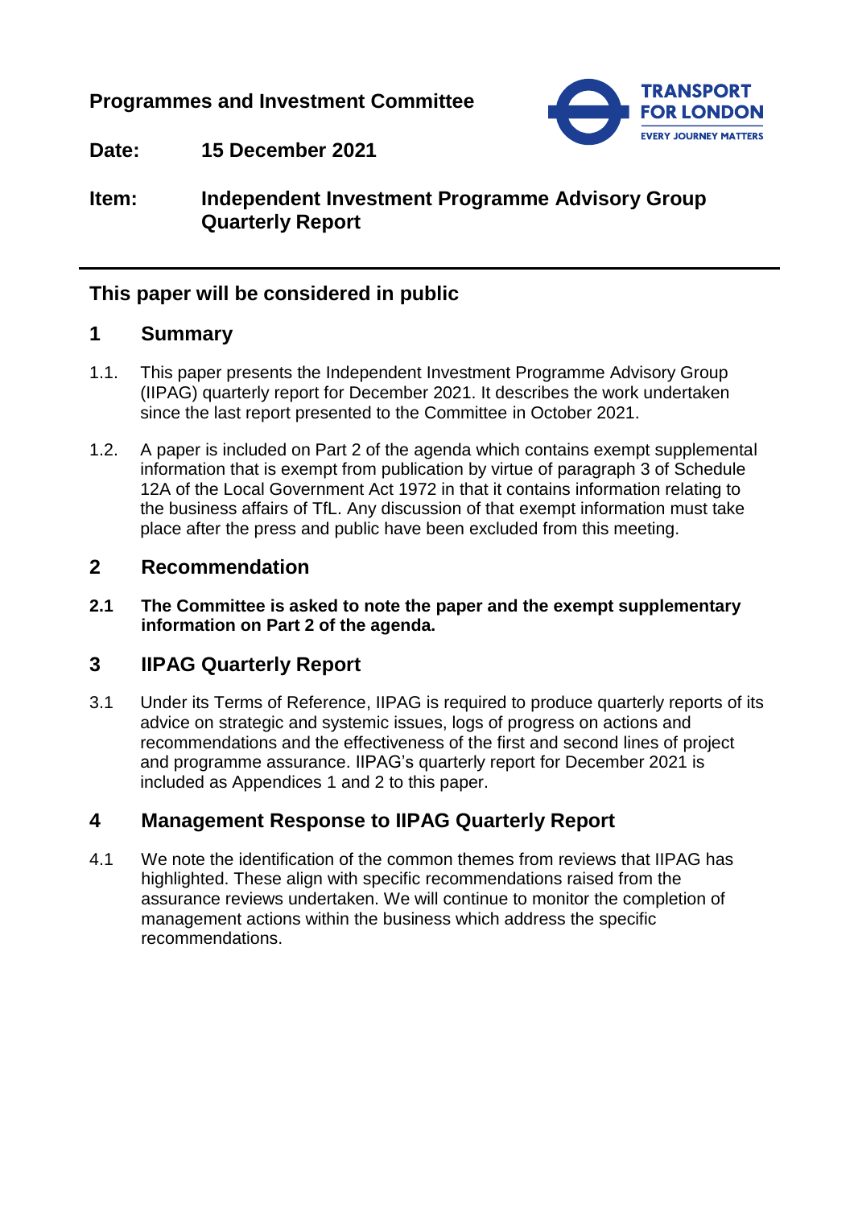**Programmes and Investment Committee**

TRANSPORT FOR LONDON
EVERY JOURNEY MATTERS

**Date: 15 December 2021**

**Item: Independent Investment Programme Advisory Group Quarterly Report**

---

## This paper will be considered in public

## 1 Summary

1.1. This paper presents the Independent Investment Programme Advisory Group (IIPAG) quarterly report for December 2021. It describes the work undertaken since the last report presented to the Committee in October 2021.

1.2. A paper is included on Part 2 of the agenda which contains exempt supplemental information that is exempt from publication by virtue of paragraph 3 of Schedule 12A of the Local Government Act 1972 in that it contains information relating to the business affairs of TfL. Any discussion of that exempt information must take place after the press and public have been excluded from this meeting.

## 2 Recommendation

**2.1 The Committee is asked to note the paper and the exempt supplementary information on Part 2 of the agenda.**

## 3 IIPAG Quarterly Report

3.1 Under its Terms of Reference, IIPAG is required to produce quarterly reports of its advice on strategic and systemic issues, logs of progress on actions and recommendations and the effectiveness of the first and second lines of project and programme assurance. IIPAG's quarterly report for December 2021 is included as Appendices 1 and 2 to this paper.

## 4 Management Response to IIPAG Quarterly Report

4.1 We note the identification of the common themes from reviews that IIPAG has highlighted. These align with specific recommendations raised from the assurance reviews undertaken. We will continue to monitor the completion of management actions within the business which address the specific recommendations.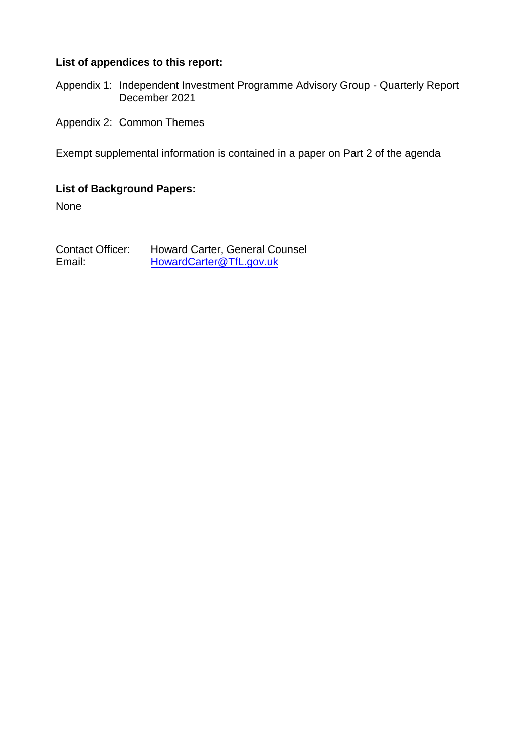**List of appendices to this report:**

Appendix 1: Independent Investment Programme Advisory Group - Quarterly Report December 2021

Appendix 2: Common Themes

Exempt supplemental information is contained in a paper on Part 2 of the agenda

**List of Background Papers:**

None

Contact Officer: Howard Carter, General Counsel
Email: HowardCarter@TfL.gov.uk